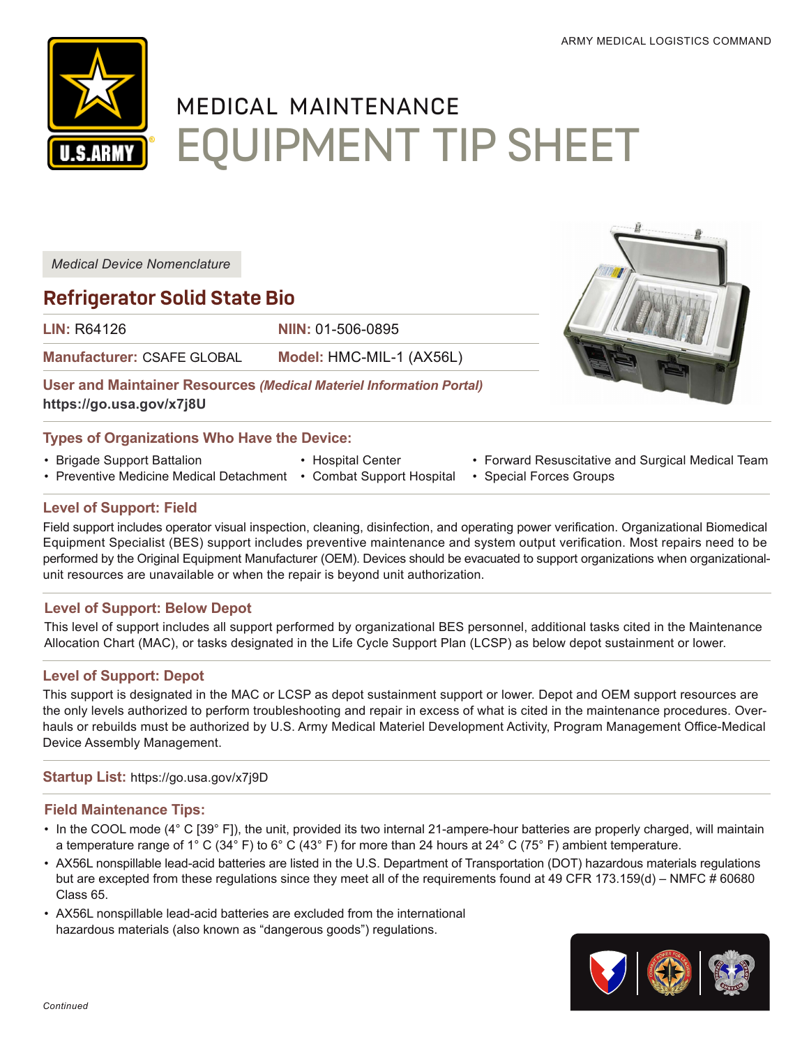ARMY MEDICAL LOGISTICS COMMAND

# MEDICAL MAINTENANCE EQUIPMENT TIP SHEET

*Medical Device Nomenclature*

## Refrigerator Solid State Bio

**LIN:** R64126 **NIIN:** 01-506-0895

**Manufacturer:** CSAFE GLOBAL **Model:** HMC-MIL-1 (AX56L)

**User and Maintainer Resources** ***(Medical Materiel Information Portal)***
**https://go.usa.gov/x7j8U**

### Types of Organizations Who Have the Device:

- Brigade Support Battalion
- Preventive Medicine Medical Detachment
- Hospital Center
- Combat Support Hospital
- Forward Resuscitative and Surgical Medical Team
- Special Forces Groups

### Level of Support: Field

Field support includes operator visual inspection, cleaning, disinfection, and operating power verification. Organizational Biomedical Equipment Specialist (BES) support includes preventive maintenance and system output verification. Most repairs need to be performed by the Original Equipment Manufacturer (OEM). Devices should be evacuated to support organizations when organizational-unit resources are unavailable or when the repair is beyond unit authorization.

### Level of Support: Below Depot

This level of support includes all support performed by organizational BES personnel, additional tasks cited in the Maintenance Allocation Chart (MAC), or tasks designated in the Life Cycle Support Plan (LCSP) as below depot sustainment or lower.

### Level of Support: Depot

This support is designated in the MAC or LCSP as depot sustainment support or lower. Depot and OEM support resources are the only levels authorized to perform troubleshooting and repair in excess of what is cited in the maintenance procedures. Overhauls or rebuilds must be authorized by U.S. Army Medical Materiel Development Activity, Program Management Office-Medical Device Assembly Management.

**Startup List:** https://go.usa.gov/x7j9D

### Field Maintenance Tips:

- In the COOL mode (4° C [39° F]), the unit, provided its two internal 21-ampere-hour batteries are properly charged, will maintain a temperature range of 1° C (34° F) to 6° C (43° F) for more than 24 hours at 24° C (75° F) ambient temperature.
- AX56L nonspillable lead-acid batteries are listed in the U.S. Department of Transportation (DOT) hazardous materials regulations but are excepted from these regulations since they meet all of the requirements found at 49 CFR 173.159(d) – NMFC # 60680 Class 65.
- AX56L nonspillable lead-acid batteries are excluded from the international hazardous materials (also known as "dangerous goods") regulations.

*Continued*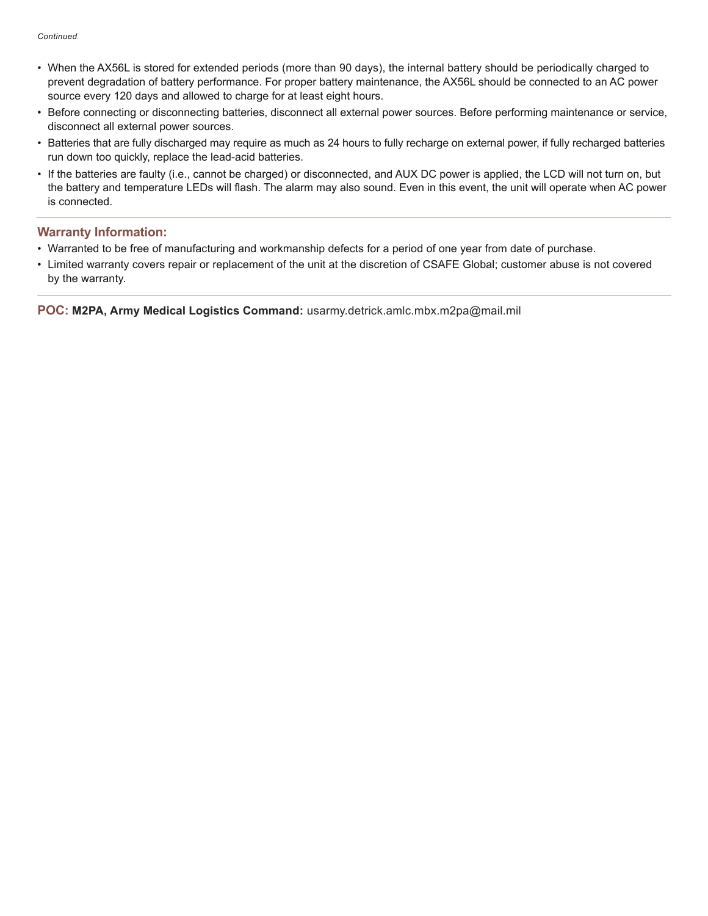*Continued*

- When the AX56L is stored for extended periods (more than 90 days), the internal battery should be periodically charged to prevent degradation of battery performance. For proper battery maintenance, the AX56L should be connected to an AC power source every 120 days and allowed to charge for at least eight hours.
- Before connecting or disconnecting batteries, disconnect all external power sources. Before performing maintenance or service, disconnect all external power sources.
- Batteries that are fully discharged may require as much as 24 hours to fully recharge on external power, if fully recharged batteries run down too quickly, replace the lead-acid batteries.
- If the batteries are faulty (i.e., cannot be charged) or disconnected, and AUX DC power is applied, the LCD will not turn on, but the battery and temperature LEDs will flash. The alarm may also sound. Even in this event, the unit will operate when AC power is connected.

## Warranty Information:

- Warranted to be free of manufacturing and workmanship defects for a period of one year from date of purchase.
- Limited warranty covers repair or replacement of the unit at the discretion of CSAFE Global; customer abuse is not covered by the warranty.

**POC: M2PA, Army Medical Logistics Command:** usarmy.detrick.amlc.mbx.m2pa@mail.mil